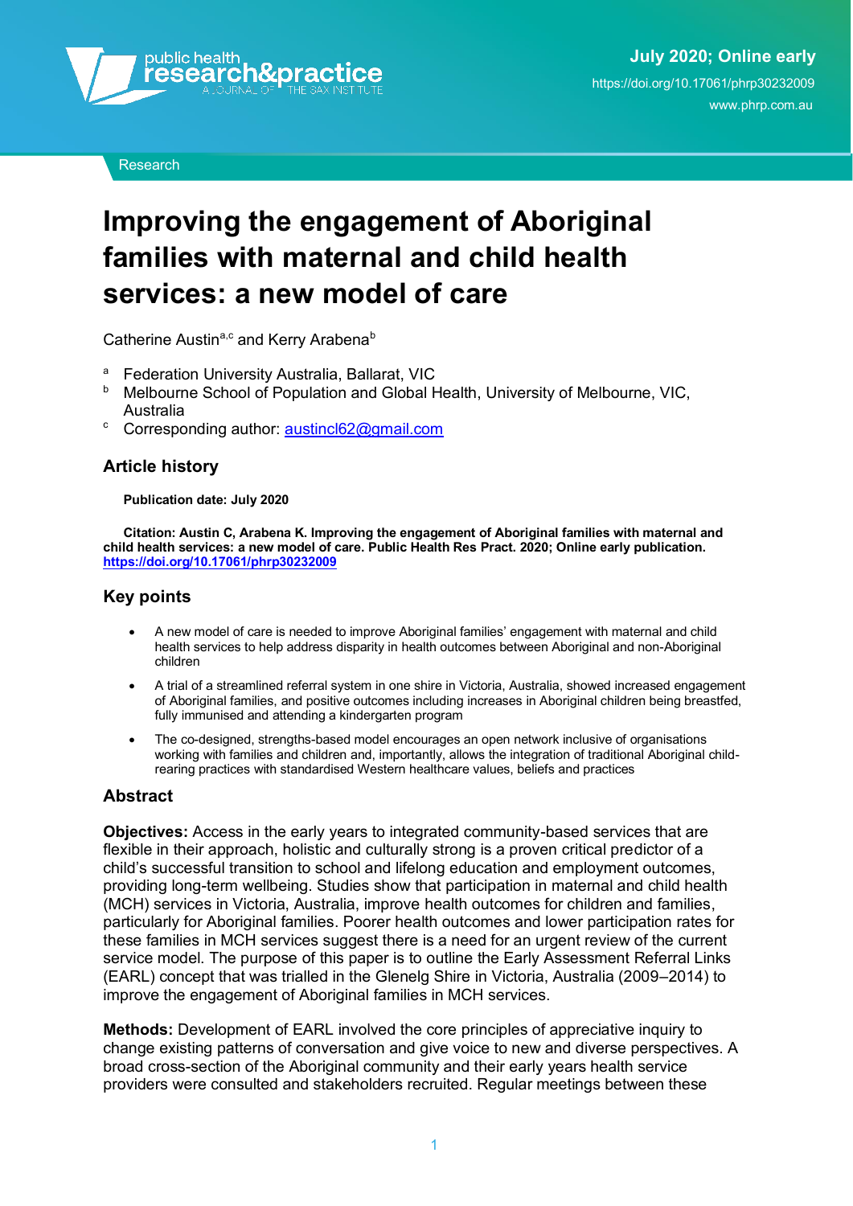Research

# Improving the engagement of Aboriginal families with maternal and child health services: a new model of care

Catherine Austin[a,c] and Kerry Arabena[b]

[a] Federation University Australia, Ballarat, VIC
[b] Melbourne School of Population and Global Health, University of Melbourne, VIC, Australia
[c] Corresponding author: austincl62@gmail.com

## Article history

**Publication date: July 2020**

**Citation: Austin C, Arabena K. Improving the engagement of Aboriginal families with maternal and child health services: a new model of care. Public Health Res Pract. 2020; Online early publication. https://doi.org/10.17061/phrp30232009**

## Key points

- A new model of care is needed to improve Aboriginal families' engagement with maternal and child health services to help address disparity in health outcomes between Aboriginal and non-Aboriginal children
- A trial of a streamlined referral system in one shire in Victoria, Australia, showed increased engagement of Aboriginal families, and positive outcomes including increases in Aboriginal children being breastfed, fully immunised and attending a kindergarten program
- The co-designed, strengths-based model encourages an open network inclusive of organisations working with families and children and, importantly, allows the integration of traditional Aboriginal child-rearing practices with standardised Western healthcare values, beliefs and practices

## Abstract

**Objectives:** Access in the early years to integrated community-based services that are flexible in their approach, holistic and culturally strong is a proven critical predictor of a child's successful transition to school and lifelong education and employment outcomes, providing long-term wellbeing. Studies show that participation in maternal and child health (MCH) services in Victoria, Australia, improve health outcomes for children and families, particularly for Aboriginal families. Poorer health outcomes and lower participation rates for these families in MCH services suggest there is a need for an urgent review of the current service model. The purpose of this paper is to outline the Early Assessment Referral Links (EARL) concept that was trialled in the Glenelg Shire in Victoria, Australia (2009–2014) to improve the engagement of Aboriginal families in MCH services.

**Methods:** Development of EARL involved the core principles of appreciative inquiry to change existing patterns of conversation and give voice to new and diverse perspectives. A broad cross-section of the Aboriginal community and their early years health service providers were consulted and stakeholders recruited. Regular meetings between these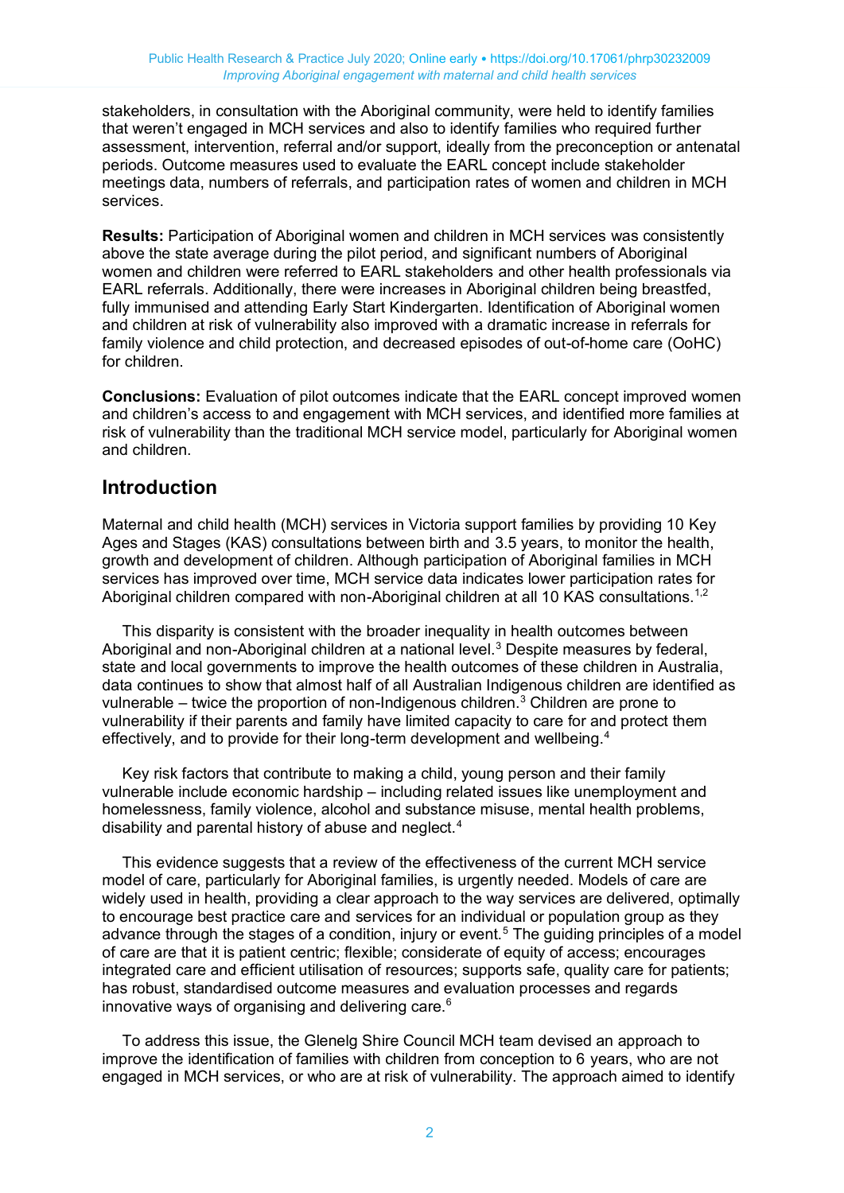stakeholders, in consultation with the Aboriginal community, were held to identify families that weren't engaged in MCH services and also to identify families who required further assessment, intervention, referral and/or support, ideally from the preconception or antenatal periods. Outcome measures used to evaluate the EARL concept include stakeholder meetings data, numbers of referrals, and participation rates of women and children in MCH services.

**Results:** Participation of Aboriginal women and children in MCH services was consistently above the state average during the pilot period, and significant numbers of Aboriginal women and children were referred to EARL stakeholders and other health professionals via EARL referrals. Additionally, there were increases in Aboriginal children being breastfed, fully immunised and attending Early Start Kindergarten. Identification of Aboriginal women and children at risk of vulnerability also improved with a dramatic increase in referrals for family violence and child protection, and decreased episodes of out-of-home care (OoHC) for children.

**Conclusions:** Evaluation of pilot outcomes indicate that the EARL concept improved women and children's access to and engagement with MCH services, and identified more families at risk of vulnerability than the traditional MCH service model, particularly for Aboriginal women and children.

## Introduction

Maternal and child health (MCH) services in Victoria support families by providing 10 Key Ages and Stages (KAS) consultations between birth and 3.5 years, to monitor the health, growth and development of children. Although participation of Aboriginal families in MCH services has improved over time, MCH service data indicates lower participation rates for Aboriginal children compared with non-Aboriginal children at all 10 KAS consultations.[1,2]

This disparity is consistent with the broader inequality in health outcomes between Aboriginal and non-Aboriginal children at a national level.[3] Despite measures by federal, state and local governments to improve the health outcomes of these children in Australia, data continues to show that almost half of all Australian Indigenous children are identified as vulnerable – twice the proportion of non-Indigenous children.[3] Children are prone to vulnerability if their parents and family have limited capacity to care for and protect them effectively, and to provide for their long-term development and wellbeing.[4]

Key risk factors that contribute to making a child, young person and their family vulnerable include economic hardship – including related issues like unemployment and homelessness, family violence, alcohol and substance misuse, mental health problems, disability and parental history of abuse and neglect.[4]

This evidence suggests that a review of the effectiveness of the current MCH service model of care, particularly for Aboriginal families, is urgently needed. Models of care are widely used in health, providing a clear approach to the way services are delivered, optimally to encourage best practice care and services for an individual or population group as they advance through the stages of a condition, injury or event.[5] The guiding principles of a model of care are that it is patient centric; flexible; considerate of equity of access; encourages integrated care and efficient utilisation of resources; supports safe, quality care for patients; has robust, standardised outcome measures and evaluation processes and regards innovative ways of organising and delivering care.[6]

To address this issue, the Glenelg Shire Council MCH team devised an approach to improve the identification of families with children from conception to 6 years, who are not engaged in MCH services, or who are at risk of vulnerability. The approach aimed to identify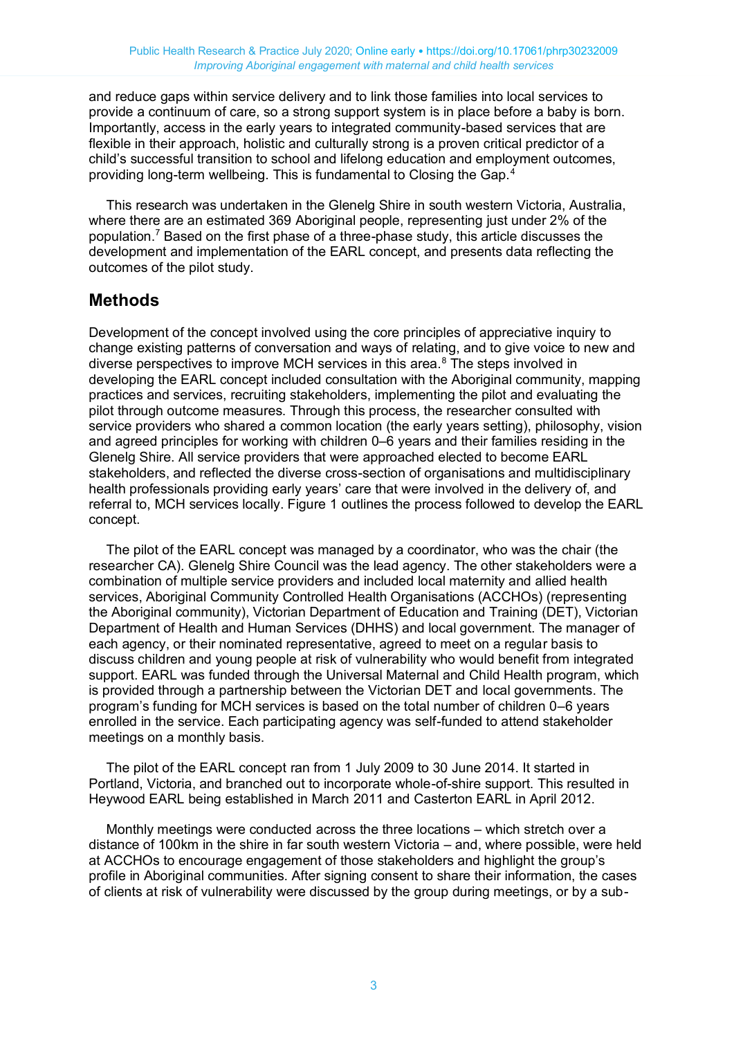and reduce gaps within service delivery and to link those families into local services to provide a continuum of care, so a strong support system is in place before a baby is born. Importantly, access in the early years to integrated community-based services that are flexible in their approach, holistic and culturally strong is a proven critical predictor of a child's successful transition to school and lifelong education and employment outcomes, providing long-term wellbeing. This is fundamental to Closing the Gap.[4]

This research was undertaken in the Glenelg Shire in south western Victoria, Australia, where there are an estimated 369 Aboriginal people, representing just under 2% of the population.[7] Based on the first phase of a three-phase study, this article discusses the development and implementation of the EARL concept, and presents data reflecting the outcomes of the pilot study.

## Methods

Development of the concept involved using the core principles of appreciative inquiry to change existing patterns of conversation and ways of relating, and to give voice to new and diverse perspectives to improve MCH services in this area.[8] The steps involved in developing the EARL concept included consultation with the Aboriginal community, mapping practices and services, recruiting stakeholders, implementing the pilot and evaluating the pilot through outcome measures. Through this process, the researcher consulted with service providers who shared a common location (the early years setting), philosophy, vision and agreed principles for working with children 0–6 years and their families residing in the Glenelg Shire. All service providers that were approached elected to become EARL stakeholders, and reflected the diverse cross-section of organisations and multidisciplinary health professionals providing early years' care that were involved in the delivery of, and referral to, MCH services locally. Figure 1 outlines the process followed to develop the EARL concept.

The pilot of the EARL concept was managed by a coordinator, who was the chair (the researcher CA). Glenelg Shire Council was the lead agency. The other stakeholders were a combination of multiple service providers and included local maternity and allied health services, Aboriginal Community Controlled Health Organisations (ACCHOs) (representing the Aboriginal community), Victorian Department of Education and Training (DET), Victorian Department of Health and Human Services (DHHS) and local government. The manager of each agency, or their nominated representative, agreed to meet on a regular basis to discuss children and young people at risk of vulnerability who would benefit from integrated support. EARL was funded through the Universal Maternal and Child Health program, which is provided through a partnership between the Victorian DET and local governments. The program's funding for MCH services is based on the total number of children 0–6 years enrolled in the service. Each participating agency was self-funded to attend stakeholder meetings on a monthly basis.

The pilot of the EARL concept ran from 1 July 2009 to 30 June 2014. It started in Portland, Victoria, and branched out to incorporate whole-of-shire support. This resulted in Heywood EARL being established in March 2011 and Casterton EARL in April 2012.

Monthly meetings were conducted across the three locations – which stretch over a distance of 100km in the shire in far south western Victoria – and, where possible, were held at ACCHOs to encourage engagement of those stakeholders and highlight the group's profile in Aboriginal communities. After signing consent to share their information, the cases of clients at risk of vulnerability were discussed by the group during meetings, or by a sub-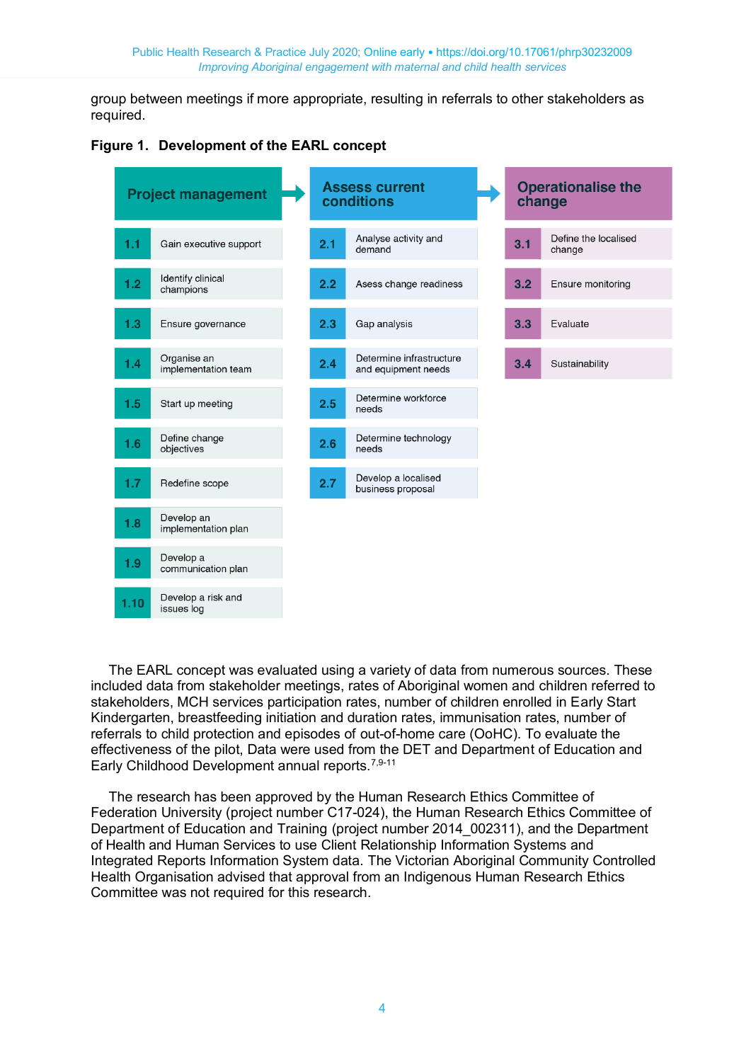group between meetings if more appropriate, resulting in referrals to other stakeholders as required.

**Figure 1. Development of the EARL concept**

| Project management | Assess current conditions | Operationalise the change |
| --- | --- | --- |
| 1.1 Gain executive support | 2.1 Analyse activity and demand | 3.1 Define the localised change |
| 1.2 Identify clinical champions | 2.2 Asess change readiness | 3.2 Ensure monitoring |
| 1.3 Ensure governance | 2.3 Gap analysis | 3.3 Evaluate |
| 1.4 Organise an implementation team | 2.4 Determine infrastructure and equipment needs | 3.4 Sustainability |
| 1.5 Start up meeting | 2.5 Determine workforce needs | |
| 1.6 Define change objectives | 2.6 Determine technology needs | |
| 1.7 Redefine scope | 2.7 Develop a localised business proposal | |
| 1.8 Develop an implementation plan | | |
| 1.9 Develop a communication plan | | |
| 1.10 Develop a risk and issues log | | |

The EARL concept was evaluated using a variety of data from numerous sources. These included data from stakeholder meetings, rates of Aboriginal women and children referred to stakeholders, MCH services participation rates, number of children enrolled in Early Start Kindergarten, breastfeeding initiation and duration rates, immunisation rates, number of referrals to child protection and episodes of out-of-home care (OoHC). To evaluate the effectiveness of the pilot, Data were used from the DET and Department of Education and Early Childhood Development annual reports.[7,9-11]

The research has been approved by the Human Research Ethics Committee of Federation University (project number C17-024), the Human Research Ethics Committee of Department of Education and Training (project number 2014_002311), and the Department of Health and Human Services to use Client Relationship Information Systems and Integrated Reports Information System data. The Victorian Aboriginal Community Controlled Health Organisation advised that approval from an Indigenous Human Research Ethics Committee was not required for this research.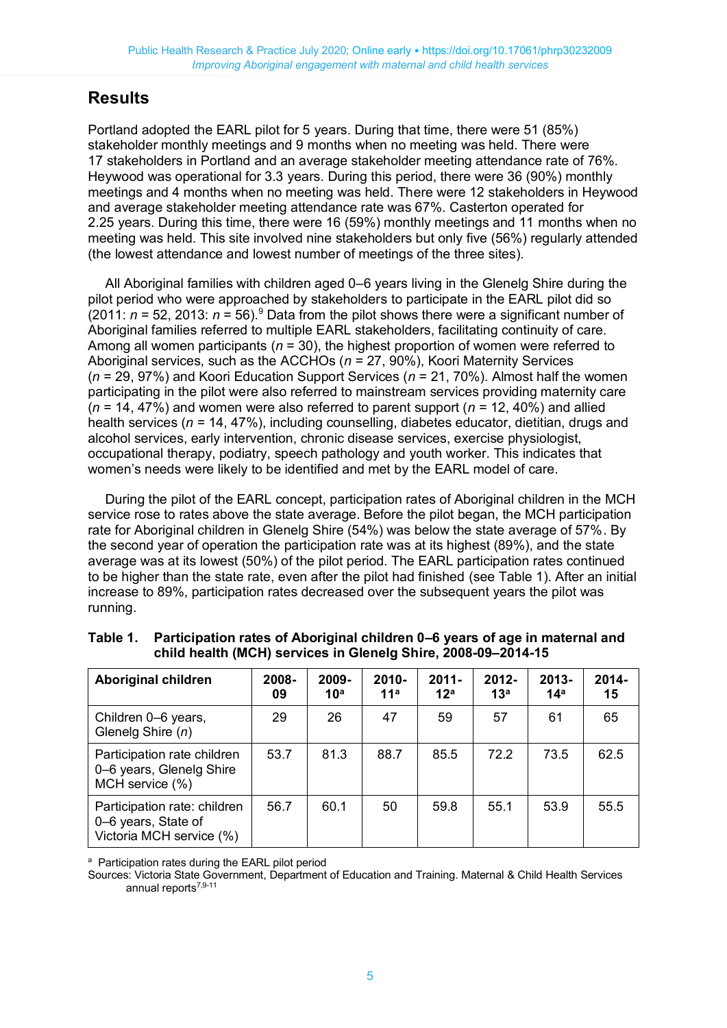## Results

Portland adopted the EARL pilot for 5 years. During that time, there were 51 (85%) stakeholder monthly meetings and 9 months when no meeting was held. There were 17 stakeholders in Portland and an average stakeholder meeting attendance rate of 76%. Heywood was operational for 3.3 years. During this period, there were 36 (90%) monthly meetings and 4 months when no meeting was held. There were 12 stakeholders in Heywood and average stakeholder meeting attendance rate was 67%. Casterton operated for 2.25 years. During this time, there were 16 (59%) monthly meetings and 11 months when no meeting was held. This site involved nine stakeholders but only five (56%) regularly attended (the lowest attendance and lowest number of meetings of the three sites).

All Aboriginal families with children aged 0–6 years living in the Glenelg Shire during the pilot period who were approached by stakeholders to participate in the EARL pilot did so (2011: *n* = 52, 2013: *n* = 56).[9] Data from the pilot shows there were a significant number of Aboriginal families referred to multiple EARL stakeholders, facilitating continuity of care. Among all women participants (*n* = 30), the highest proportion of women were referred to Aboriginal services, such as the ACCHOs (*n* = 27, 90%), Koori Maternity Services (*n* = 29, 97%) and Koori Education Support Services (*n* = 21, 70%). Almost half the women participating in the pilot were also referred to mainstream services providing maternity care (*n* = 14, 47%) and women were also referred to parent support (*n* = 12, 40%) and allied health services (*n* = 14, 47%), including counselling, diabetes educator, dietitian, drugs and alcohol services, early intervention, chronic disease services, exercise physiologist, occupational therapy, podiatry, speech pathology and youth worker. This indicates that women's needs were likely to be identified and met by the EARL model of care.

During the pilot of the EARL concept, participation rates of Aboriginal children in the MCH service rose to rates above the state average. Before the pilot began, the MCH participation rate for Aboriginal children in Glenelg Shire (54%) was below the state average of 57%. By the second year of operation the participation rate was at its highest (89%), and the state average was at its lowest (50%) of the pilot period. The EARL participation rates continued to be higher than the state rate, even after the pilot had finished (see Table 1). After an initial increase to 89%, participation rates decreased over the subsequent years the pilot was running.

**Table 1. Participation rates of Aboriginal children 0–6 years of age in maternal and child health (MCH) services in Glenelg Shire, 2008-09–2014-15**

| Aboriginal children | 2008-09 | 2009-10[a] | 2010-11[a] | 2011-12[a] | 2012-13[a] | 2013-14[a] | 2014-15 |
|---|---|---|---|---|---|---|---|
| Children 0–6 years, Glenelg Shire (*n*) | 29 | 26 | 47 | 59 | 57 | 61 | 65 |
| Participation rate children 0–6 years, Glenelg Shire MCH service (%) | 53.7 | 81.3 | 88.7 | 85.5 | 72.2 | 73.5 | 62.5 |
| Participation rate: children 0–6 years, State of Victoria MCH service (%) | 56.7 | 60.1 | 50 | 59.8 | 55.1 | 53.9 | 55.5 |

[a] Participation rates during the EARL pilot period

Sources: Victoria State Government, Department of Education and Training. Maternal & Child Health Services annual reports[7,9-11]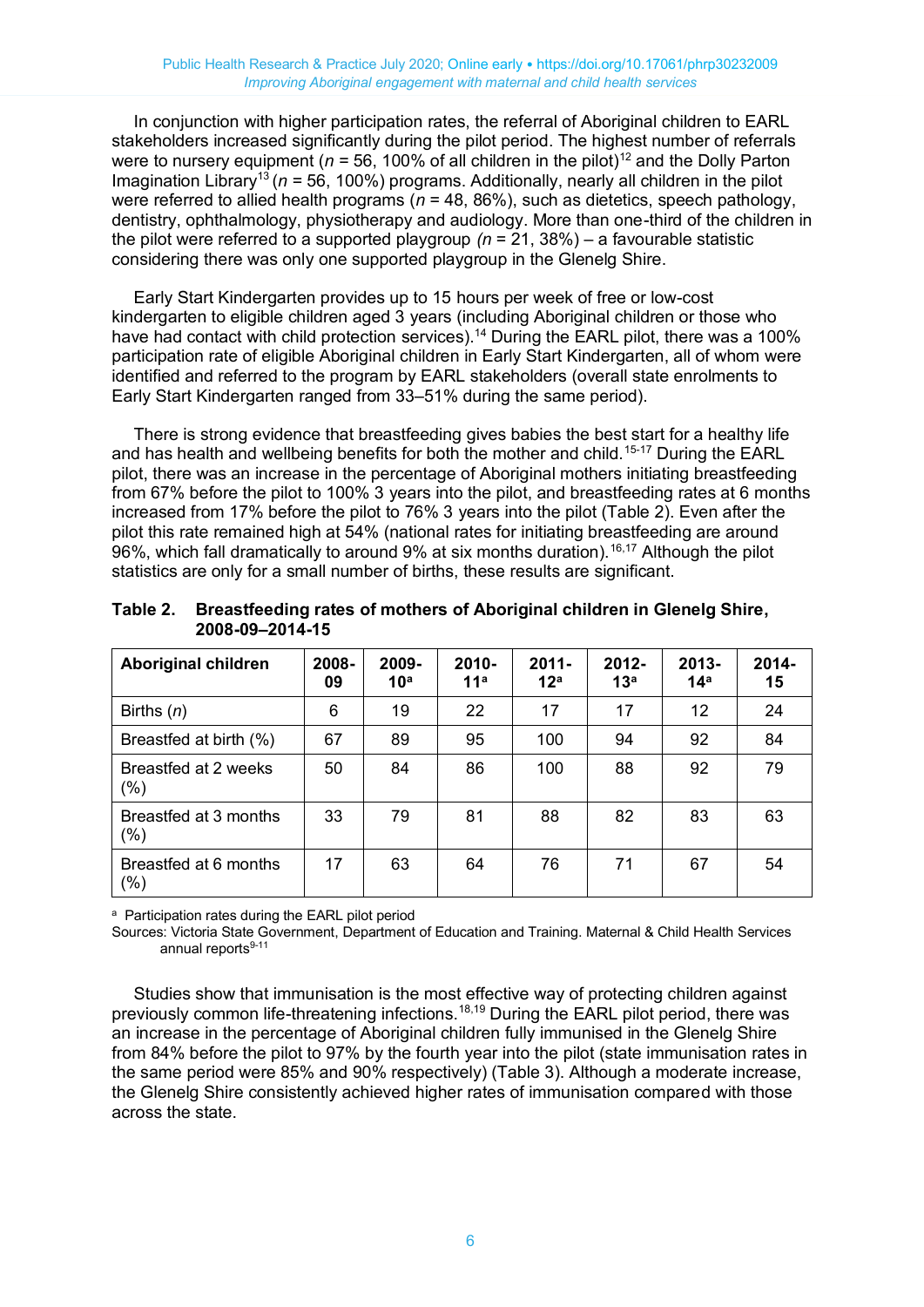In conjunction with higher participation rates, the referral of Aboriginal children to EARL stakeholders increased significantly during the pilot period. The highest number of referrals were to nursery equipment ($n$ = 56, 100% of all children in the pilot)[12] and the Dolly Parton Imagination Library[13] ($n$ = 56, 100%) programs. Additionally, nearly all children in the pilot were referred to allied health programs ($n$ = 48, 86%), such as dietetics, speech pathology, dentistry, ophthalmology, physiotherapy and audiology. More than one-third of the children in the pilot were referred to a supported playgroup ($n$ = 21, 38%) – a favourable statistic considering there was only one supported playgroup in the Glenelg Shire.

Early Start Kindergarten provides up to 15 hours per week of free or low-cost kindergarten to eligible children aged 3 years (including Aboriginal children or those who have had contact with child protection services).[14] During the EARL pilot, there was a 100% participation rate of eligible Aboriginal children in Early Start Kindergarten, all of whom were identified and referred to the program by EARL stakeholders (overall state enrolments to Early Start Kindergarten ranged from 33–51% during the same period).

There is strong evidence that breastfeeding gives babies the best start for a healthy life and has health and wellbeing benefits for both the mother and child.[15-17] During the EARL pilot, there was an increase in the percentage of Aboriginal mothers initiating breastfeeding from 67% before the pilot to 100% 3 years into the pilot, and breastfeeding rates at 6 months increased from 17% before the pilot to 76% 3 years into the pilot (Table 2). Even after the pilot this rate remained high at 54% (national rates for initiating breastfeeding are around 96%, which fall dramatically to around 9% at six months duration).[16,17] Although the pilot statistics are only for a small number of births, these results are significant.

**Table 2. Breastfeeding rates of mothers of Aboriginal children in Glenelg Shire, 2008-09–2014-15**

| Aboriginal children | 2008-09 | 2009-10[a] | 2010-11[a] | 2011-12[a] | 2012-13[a] | 2013-14[a] | 2014-15 |
|---|---|---|---|---|---|---|---|
| Births ($n$) | 6 | 19 | 22 | 17 | 17 | 12 | 24 |
| Breastfed at birth (%) | 67 | 89 | 95 | 100 | 94 | 92 | 84 |
| Breastfed at 2 weeks (%) | 50 | 84 | 86 | 100 | 88 | 92 | 79 |
| Breastfed at 3 months (%) | 33 | 79 | 81 | 88 | 82 | 83 | 63 |
| Breastfed at 6 months (%) | 17 | 63 | 64 | 76 | 71 | 67 | 54 |

[a] Participation rates during the EARL pilot period

Sources: Victoria State Government, Department of Education and Training. Maternal & Child Health Services annual reports[9-11]

Studies show that immunisation is the most effective way of protecting children against previously common life-threatening infections.[18,19] During the EARL pilot period, there was an increase in the percentage of Aboriginal children fully immunised in the Glenelg Shire from 84% before the pilot to 97% by the fourth year into the pilot (state immunisation rates in the same period were 85% and 90% respectively) (Table 3). Although a moderate increase, the Glenelg Shire consistently achieved higher rates of immunisation compared with those across the state.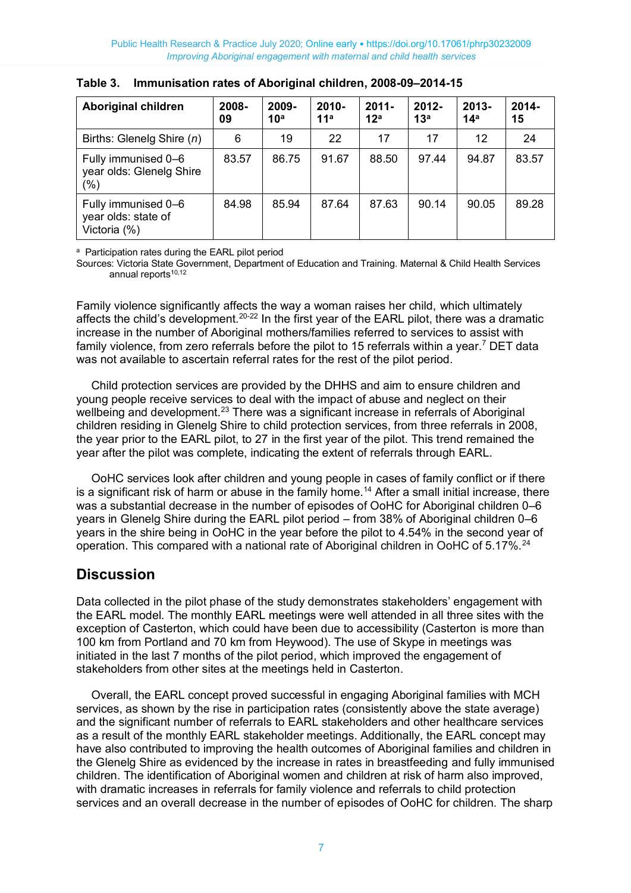**Table 3. Immunisation rates of Aboriginal children, 2008-09–2014-15**

| Aboriginal children | 2008-09 | 2009-10[a] | 2010-11[a] | 2011-12[a] | 2012-13[a] | 2013-14[a] | 2014-15 |
|---|---|---|---|---|---|---|---|
| Births: Glenelg Shire (*n*) | 6 | 19 | 22 | 17 | 17 | 12 | 24 |
| Fully immunised 0–6 year olds: Glenelg Shire (%) | 83.57 | 86.75 | 91.67 | 88.50 | 97.44 | 94.87 | 83.57 |
| Fully immunised 0–6 year olds: state of Victoria (%) | 84.98 | 85.94 | 87.64 | 87.63 | 90.14 | 90.05 | 89.28 |

[a] Participation rates during the EARL pilot period
Sources: Victoria State Government, Department of Education and Training. Maternal & Child Health Services annual reports[10,12]

Family violence significantly affects the way a woman raises her child, which ultimately affects the child's development.[20-22] In the first year of the EARL pilot, there was a dramatic increase in the number of Aboriginal mothers/families referred to services to assist with family violence, from zero referrals before the pilot to 15 referrals within a year.[7] DET data was not available to ascertain referral rates for the rest of the pilot period.

Child protection services are provided by the DHHS and aim to ensure children and young people receive services to deal with the impact of abuse and neglect on their wellbeing and development.[23] There was a significant increase in referrals of Aboriginal children residing in Glenelg Shire to child protection services, from three referrals in 2008, the year prior to the EARL pilot, to 27 in the first year of the pilot. This trend remained the year after the pilot was complete, indicating the extent of referrals through EARL.

OoHC services look after children and young people in cases of family conflict or if there is a significant risk of harm or abuse in the family home.[14] After a small initial increase, there was a substantial decrease in the number of episodes of OoHC for Aboriginal children 0–6 years in Glenelg Shire during the EARL pilot period – from 38% of Aboriginal children 0–6 years in the shire being in OoHC in the year before the pilot to 4.54% in the second year of operation. This compared with a national rate of Aboriginal children in OoHC of 5.17%.[24]

## Discussion

Data collected in the pilot phase of the study demonstrates stakeholders' engagement with the EARL model. The monthly EARL meetings were well attended in all three sites with the exception of Casterton, which could have been due to accessibility (Casterton is more than 100 km from Portland and 70 km from Heywood). The use of Skype in meetings was initiated in the last 7 months of the pilot period, which improved the engagement of stakeholders from other sites at the meetings held in Casterton.

Overall, the EARL concept proved successful in engaging Aboriginal families with MCH services, as shown by the rise in participation rates (consistently above the state average) and the significant number of referrals to EARL stakeholders and other healthcare services as a result of the monthly EARL stakeholder meetings. Additionally, the EARL concept may have also contributed to improving the health outcomes of Aboriginal families and children in the Glenelg Shire as evidenced by the increase in rates in breastfeeding and fully immunised children. The identification of Aboriginal women and children at risk of harm also improved, with dramatic increases in referrals for family violence and referrals to child protection services and an overall decrease in the number of episodes of OoHC for children. The sharp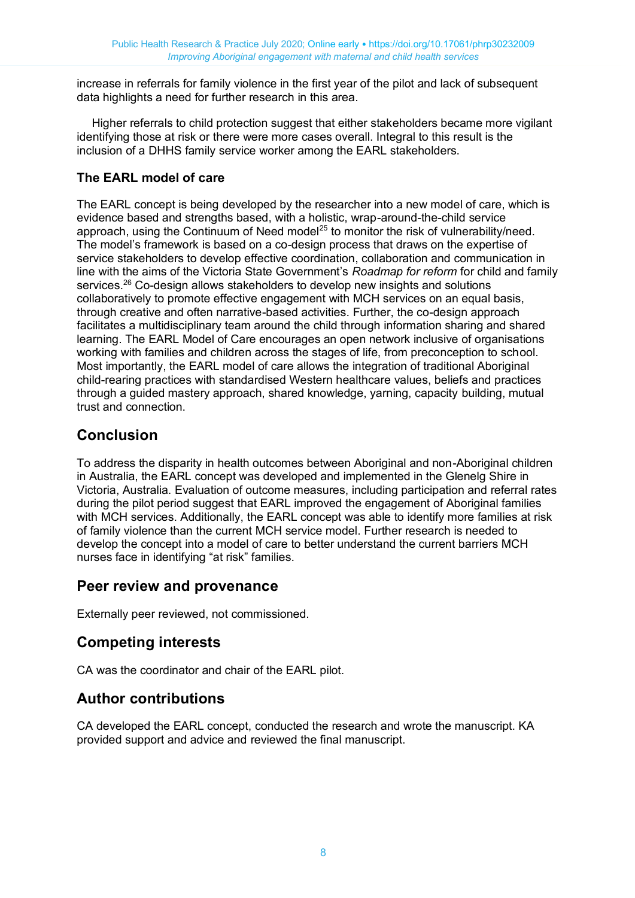increase in referrals for family violence in the first year of the pilot and lack of subsequent data highlights a need for further research in this area.

Higher referrals to child protection suggest that either stakeholders became more vigilant identifying those at risk or there were more cases overall. Integral to this result is the inclusion of a DHHS family service worker among the EARL stakeholders.

### The EARL model of care

The EARL concept is being developed by the researcher into a new model of care, which is evidence based and strengths based, with a holistic, wrap-around-the-child service approach, using the Continuum of Need model[25] to monitor the risk of vulnerability/need. The model's framework is based on a co-design process that draws on the expertise of service stakeholders to develop effective coordination, collaboration and communication in line with the aims of the Victoria State Government's *Roadmap for reform* for child and family services.[26] Co-design allows stakeholders to develop new insights and solutions collaboratively to promote effective engagement with MCH services on an equal basis, through creative and often narrative-based activities. Further, the co-design approach facilitates a multidisciplinary team around the child through information sharing and shared learning. The EARL Model of Care encourages an open network inclusive of organisations working with families and children across the stages of life, from preconception to school. Most importantly, the EARL model of care allows the integration of traditional Aboriginal child-rearing practices with standardised Western healthcare values, beliefs and practices through a guided mastery approach, shared knowledge, yarning, capacity building, mutual trust and connection.

## Conclusion

To address the disparity in health outcomes between Aboriginal and non-Aboriginal children in Australia, the EARL concept was developed and implemented in the Glenelg Shire in Victoria, Australia. Evaluation of outcome measures, including participation and referral rates during the pilot period suggest that EARL improved the engagement of Aboriginal families with MCH services. Additionally, the EARL concept was able to identify more families at risk of family violence than the current MCH service model. Further research is needed to develop the concept into a model of care to better understand the current barriers MCH nurses face in identifying "at risk" families.

## Peer review and provenance

Externally peer reviewed, not commissioned.

## Competing interests

CA was the coordinator and chair of the EARL pilot.

## Author contributions

CA developed the EARL concept, conducted the research and wrote the manuscript. KA provided support and advice and reviewed the final manuscript.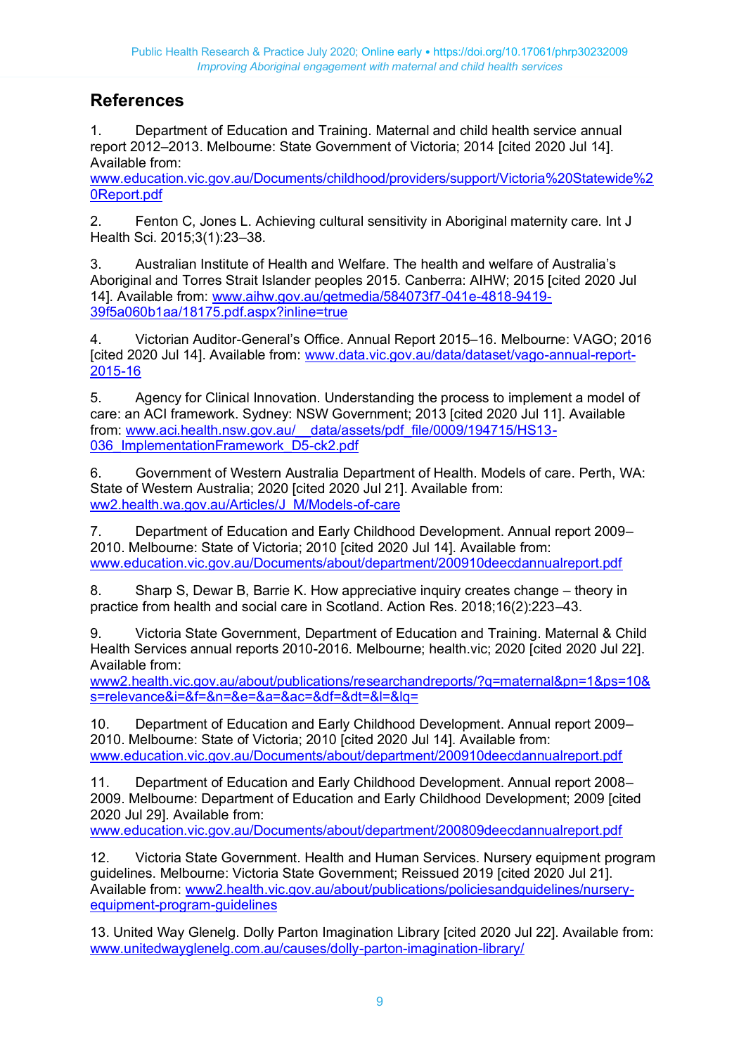## References

1. Department of Education and Training. Maternal and child health service annual report 2012–2013. Melbourne: State Government of Victoria; 2014 [cited 2020 Jul 14]. Available from: www.education.vic.gov.au/Documents/childhood/providers/support/Victoria%20Statewide%20Report.pdf

2. Fenton C, Jones L. Achieving cultural sensitivity in Aboriginal maternity care. Int J Health Sci. 2015;3(1):23–38.

3. Australian Institute of Health and Welfare. The health and welfare of Australia's Aboriginal and Torres Strait Islander peoples 2015. Canberra: AIHW; 2015 [cited 2020 Jul 14]. Available from: www.aihw.gov.au/getmedia/584073f7-041e-4818-9419-39f5a060b1aa/18175.pdf.aspx?inline=true

4. Victorian Auditor-General's Office. Annual Report 2015–16. Melbourne: VAGO; 2016 [cited 2020 Jul 14]. Available from: www.data.vic.gov.au/data/dataset/vago-annual-report-2015-16

5. Agency for Clinical Innovation. Understanding the process to implement a model of care: an ACI framework. Sydney: NSW Government; 2013 [cited 2020 Jul 11]. Available from: www.aci.health.nsw.gov.au/__data/assets/pdf_file/0009/194715/HS13-036_ImplementationFramework_D5-ck2.pdf

6. Government of Western Australia Department of Health. Models of care. Perth, WA: State of Western Australia; 2020 [cited 2020 Jul 21]. Available from: ww2.health.wa.gov.au/Articles/J_M/Models-of-care

7. Department of Education and Early Childhood Development. Annual report 2009–2010. Melbourne: State of Victoria; 2010 [cited 2020 Jul 14]. Available from: www.education.vic.gov.au/Documents/about/department/200910deecdannualreport.pdf

8. Sharp S, Dewar B, Barrie K. How appreciative inquiry creates change – theory in practice from health and social care in Scotland. Action Res. 2018;16(2):223–43.

9. Victoria State Government, Department of Education and Training. Maternal & Child Health Services annual reports 2010-2016. Melbourne; health.vic; 2020 [cited 2020 Jul 22]. Available from: www2.health.vic.gov.au/about/publications/researchandreports/?q=maternal&pn=1&ps=10&s=relevance&i=&f=&n=&e=&a=&ac=&df=&dt=&l=&lq=

10. Department of Education and Early Childhood Development. Annual report 2009–2010. Melbourne: State of Victoria; 2010 [cited 2020 Jul 14]. Available from: www.education.vic.gov.au/Documents/about/department/200910deecdannualreport.pdf

11. Department of Education and Early Childhood Development. Annual report 2008–2009. Melbourne: Department of Education and Early Childhood Development; 2009 [cited 2020 Jul 29]. Available from: www.education.vic.gov.au/Documents/about/department/200809deecdannualreport.pdf

12. Victoria State Government. Health and Human Services. Nursery equipment program guidelines. Melbourne: Victoria State Government; Reissued 2019 [cited 2020 Jul 21]. Available from: www2.health.vic.gov.au/about/publications/policiesandguidelines/nursery-equipment-program-guidelines

13. United Way Glenelg. Dolly Parton Imagination Library [cited 2020 Jul 22]. Available from: www.unitedwayglenelg.com.au/causes/dolly-parton-imagination-library/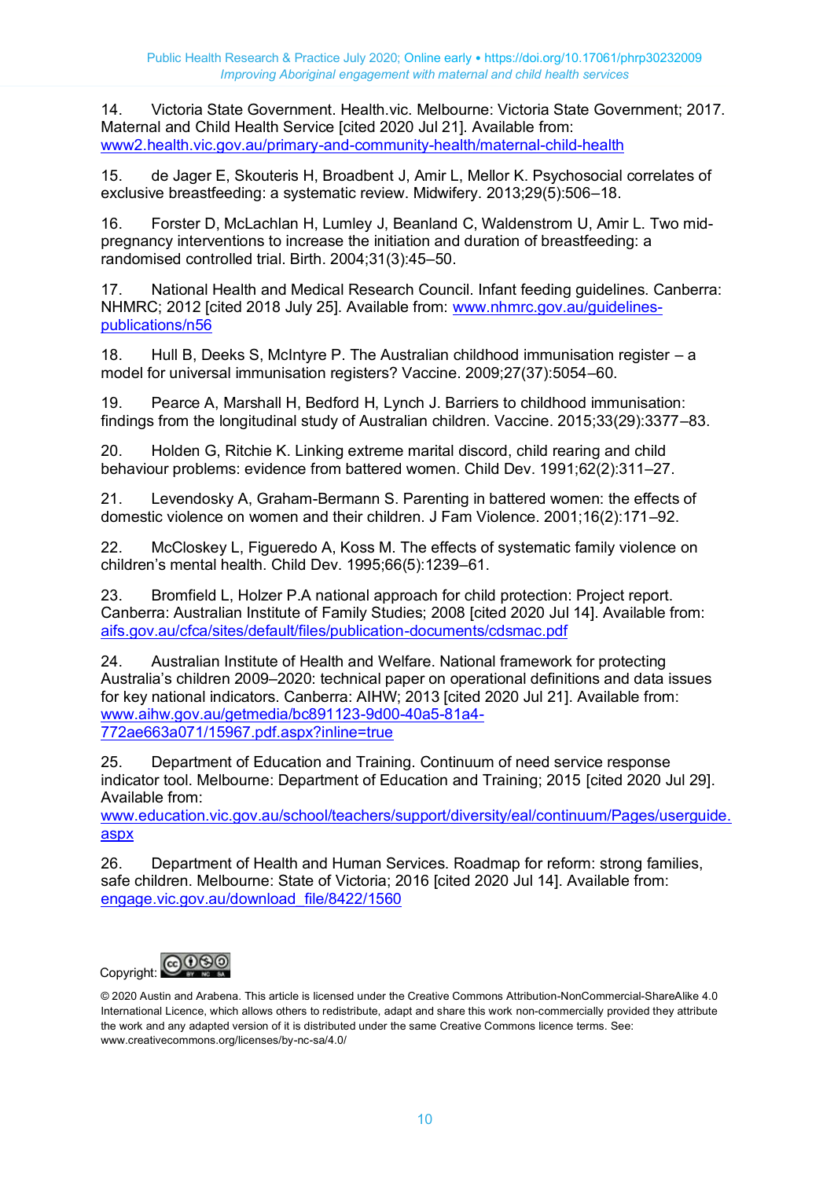14. Victoria State Government. Health.vic. Melbourne: Victoria State Government; 2017. Maternal and Child Health Service [cited 2020 Jul 21]. Available from: www2.health.vic.gov.au/primary-and-community-health/maternal-child-health

15. de Jager E, Skouteris H, Broadbent J, Amir L, Mellor K. Psychosocial correlates of exclusive breastfeeding: a systematic review. Midwifery. 2013;29(5):506–18.

16. Forster D, McLachlan H, Lumley J, Beanland C, Waldenstrom U, Amir L. Two mid-pregnancy interventions to increase the initiation and duration of breastfeeding: a randomised controlled trial. Birth. 2004;31(3):45–50.

17. National Health and Medical Research Council. Infant feeding guidelines. Canberra: NHMRC; 2012 [cited 2018 July 25]. Available from: www.nhmrc.gov.au/guidelines-publications/n56

18. Hull B, Deeks S, McIntyre P. The Australian childhood immunisation register – a model for universal immunisation registers? Vaccine. 2009;27(37):5054–60.

19. Pearce A, Marshall H, Bedford H, Lynch J. Barriers to childhood immunisation: findings from the longitudinal study of Australian children. Vaccine. 2015;33(29):3377–83.

20. Holden G, Ritchie K. Linking extreme marital discord, child rearing and child behaviour problems: evidence from battered women. Child Dev. 1991;62(2):311–27.

21. Levendosky A, Graham-Bermann S. Parenting in battered women: the effects of domestic violence on women and their children. J Fam Violence. 2001;16(2):171–92.

22. McCloskey L, Figueredo A, Koss M. The effects of systematic family violence on children's mental health. Child Dev. 1995;66(5):1239–61.

23. Bromfield L, Holzer P.A national approach for child protection: Project report. Canberra: Australian Institute of Family Studies; 2008 [cited 2020 Jul 14]. Available from: aifs.gov.au/cfca/sites/default/files/publication-documents/cdsmac.pdf

24. Australian Institute of Health and Welfare. National framework for protecting Australia's children 2009–2020: technical paper on operational definitions and data issues for key national indicators. Canberra: AIHW; 2013 [cited 2020 Jul 21]. Available from: www.aihw.gov.au/getmedia/bc891123-9d00-40a5-81a4-772ae663a071/15967.pdf.aspx?inline=true

25. Department of Education and Training. Continuum of need service response indicator tool. Melbourne: Department of Education and Training; 2015 [cited 2020 Jul 29]. Available from: www.education.vic.gov.au/school/teachers/support/diversity/eal/continuum/Pages/userguide.aspx

26. Department of Health and Human Services. Roadmap for reform: strong families, safe children. Melbourne: State of Victoria; 2016 [cited 2020 Jul 14]. Available from: engage.vic.gov.au/download_file/8422/1560

Copyright:

© 2020 Austin and Arabena. This article is licensed under the Creative Commons Attribution-NonCommercial-ShareAlike 4.0 International Licence, which allows others to redistribute, adapt and share this work non-commercially provided they attribute the work and any adapted version of it is distributed under the same Creative Commons licence terms. See: www.creativecommons.org/licenses/by-nc-sa/4.0/